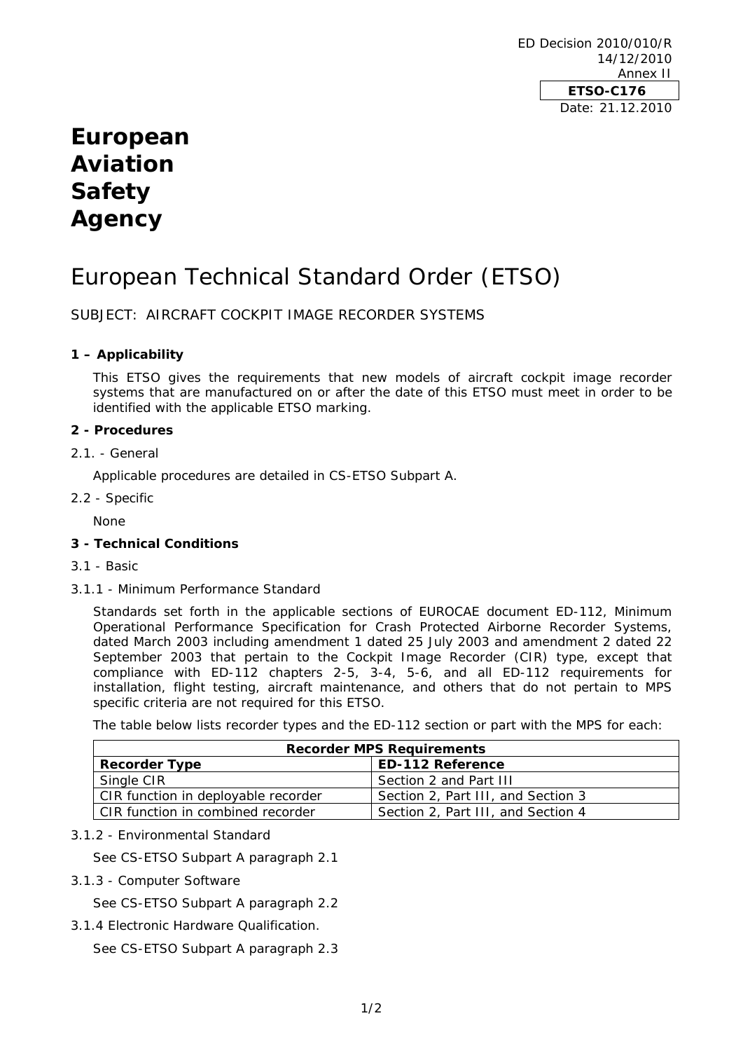ED Decision 2010/010/R
14/12/2010
Annex II

**ETSO-C176**

Date: 21.12.2010

# European Aviation Safety Agency

# European Technical Standard Order (ETSO)

SUBJECT: AIRCRAFT COCKPIT IMAGE RECORDER SYSTEMS

## 1 – Applicability

This ETSO gives the requirements that new models of aircraft cockpit image recorder systems that are manufactured on or after the date of this ETSO must meet in order to be identified with the applicable ETSO marking.

## 2 - Procedures

2.1. - General

Applicable procedures are detailed in CS-ETSO Subpart A.

2.2 - Specific

None

## 3 - Technical Conditions

3.1 - Basic

3.1.1 - Minimum Performance Standard

Standards set forth in the applicable sections of EUROCAE document ED-112, Minimum Operational Performance Specification for Crash Protected Airborne Recorder Systems, dated March 2003 including amendment 1 dated 25 July 2003 and amendment 2 dated 22 September 2003 that pertain to the Cockpit Image Recorder (CIR) type, except that compliance with ED-112 chapters 2-5, 3-4, 5-6, and all ED-112 requirements for installation, flight testing, aircraft maintenance, and others that do not pertain to MPS specific criteria are not required for this ETSO.

The table below lists recorder types and the ED-112 section or part with the MPS for each:

| Recorder MPS Requirements | |
|---|---|
| **Recorder Type** | **ED-112 Reference** |
| Single CIR | Section 2 and Part III |
| CIR function in deployable recorder | Section 2, Part III, and Section 3 |
| CIR function in combined recorder | Section 2, Part III, and Section 4 |

3.1.2 - Environmental Standard

See CS-ETSO Subpart A paragraph 2.1

3.1.3 - Computer Software

See CS-ETSO Subpart A paragraph 2.2

3.1.4 Electronic Hardware Qualification.

See CS-ETSO Subpart A paragraph 2.3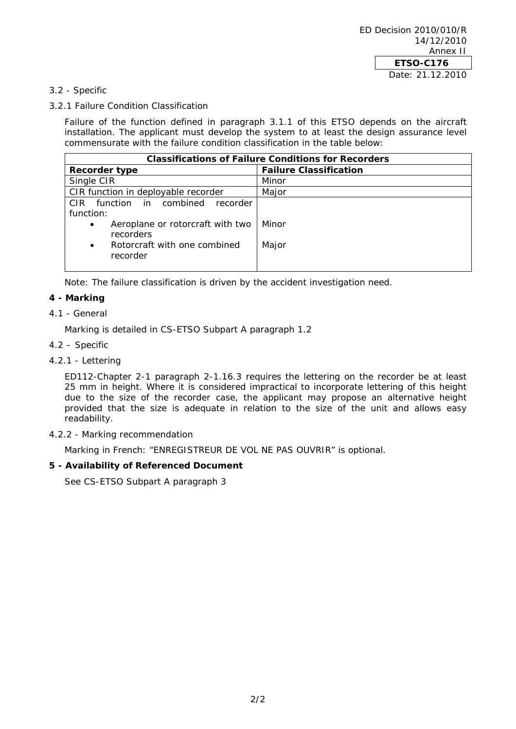3.2 - Specific

3.2.1 Failure Condition Classification

Failure of the function defined in paragraph 3.1.1 of this ETSO depends on the aircraft installation. The applicant must develop the system to at least the design assurance level commensurate with the failure condition classification in the table below:

| **Classifications of Failure Conditions for Recorders** | |
|---|---|
| **Recorder type** | **Failure Classification** |
| Single CIR | Minor |
| CIR function in deployable recorder | Major |
| CIR function in combined recorder function: | |
| • Aeroplane or rotorcraft with two recorders | Minor |
| • Rotorcraft with one combined recorder | Major |

Note: The failure classification is driven by the accident investigation need.

## 4 - Marking

4.1 - General

Marking is detailed in CS-ETSO Subpart A paragraph 1.2

4.2 – Specific

4.2.1 - Lettering

ED112-Chapter 2-1 paragraph 2-1.16.3 requires the lettering on the recorder be at least 25 mm in height. Where it is considered impractical to incorporate lettering of this height due to the size of the recorder case, the applicant may propose an alternative height provided that the size is adequate in relation to the size of the unit and allows easy readability.

4.2.2 - Marking recommendation

Marking in French: "ENREGISTREUR DE VOL NE PAS OUVRIR" is optional.

## 5 - Availability of Referenced Document

See CS-ETSO Subpart A paragraph 3